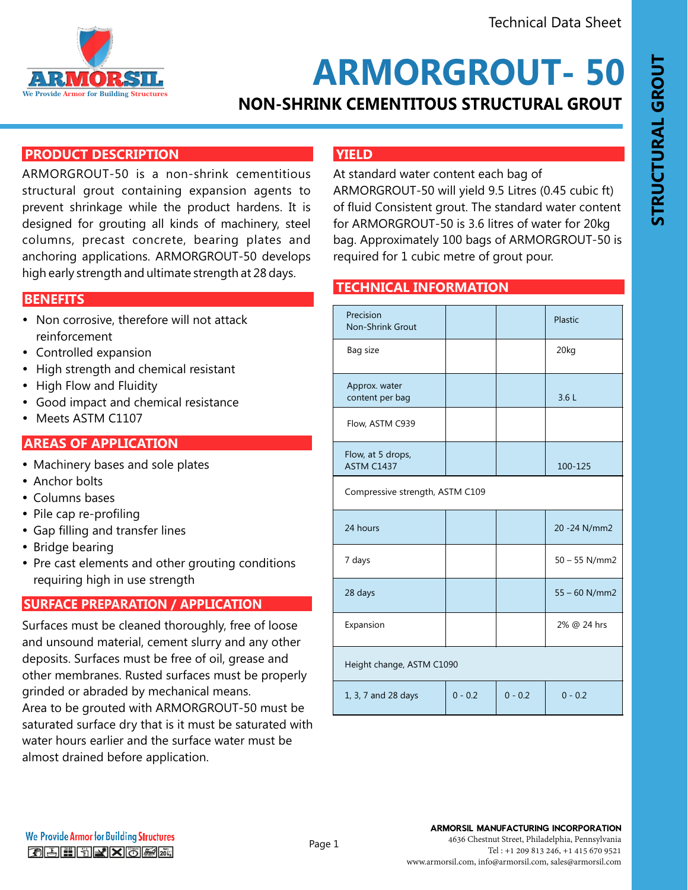Technical Data Sheet

# ARMORGROUT- 50

## NON-SHRINK CEMENTITOUS STRUCTURAL GROUT

STRUCTURAL GROUT

## PRODUCT DESCRIPTION

ARMORGROUT-50 is a non-shrink cementitious structural grout containing expansion agents to prevent shrinkage while the product hardens. It is designed for grouting all kinds of machinery, steel columns, precast concrete, bearing plates and anchoring applications. ARMORGROUT-50 develops high early strength and ultimate strength at 28 days.

## BENEFITS

- Non corrosive, therefore will not attack reinforcement
- Controlled expansion
- High strength and chemical resistant
- High Flow and Fluidity
- Good impact and chemical resistance
- Meets ASTM C1107

## AREAS OF APPLICATION

- Machinery bases and sole plates
- Anchor bolts
- Columns bases
- Pile cap re-profiling
- Gap filling and transfer lines
- Bridge bearing
- Pre cast elements and other grouting conditions requiring high in use strength

## SURFACE PREPARATION / APPLICATION

Surfaces must be cleaned thoroughly, free of loose and unsound material, cement slurry and any other deposits. Surfaces must be free of oil, grease and other membranes. Rusted surfaces must be properly grinded or abraded by mechanical means.
Area to be grouted with ARMORGROUT-50 must be saturated surface dry that is it must be saturated with water hours earlier and the surface water must be almost drained before application.

## YIELD

At standard water content each bag of ARMORGROUT-50 will yield 9.5 Litres (0.45 cubic ft) of fluid Consistent grout. The standard water content for ARMORGROUT-50 is 3.6 litres of water for 20kg bag. Approximately 100 bags of ARMORGROUT-50 is required for 1 cubic metre of grout pour.

## TECHNICAL INFORMATION

| Precision Non-Shrink Grout | | | Plastic |
|---|---|---|---|
| Bag size | | | 20kg |
| Approx. water content per bag | | | 3.6 L |
| Flow, ASTM C939 | | | |
| Flow, at 5 drops, ASTM C1437 | | | 100-125 |
| Compressive strength, ASTM C109 | | | |
| 24 hours | | | 20 -24 N/mm2 |
| 7 days | | | 50 – 55 N/mm2 |
| 28 days | | | 55 – 60 N/mm2 |
| Expansion | | | 2% @ 24 hrs |
| Height change, ASTM C1090 | | | |
| 1, 3, 7 and 28 days | 0 - 0.2 | 0 - 0.2 | 0 - 0.2 |

We Provide Armor for Building Structures

**ARMORSIL MANUFACTURING INCORPORATION**
4636 Chestnut Street, Philadelphia, Pennsylvania
Tel : +1 209 813 246, +1 415 670 9521
www.armorsil.com, info@armorsil.com, sales@armorsil.com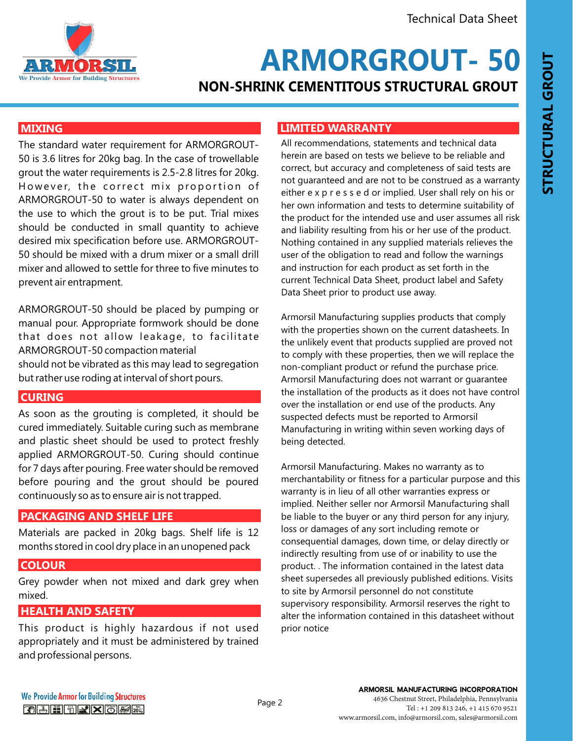# ARMORGROUT- 50

## NON-SHRINK CEMENTITOUS STRUCTURAL GROUT

### MIXING

The standard water requirement for ARMORGROUT-50 is 3.6 litres for 20kg bag. In the case of trowellable grout the water requirements is 2.5-2.8 litres for 20kg. However, the correct mix proportion of ARMORGROUT-50 to water is always dependent on the use to which the grout is to be put. Trial mixes should be conducted in small quantity to achieve desired mix specification before use. ARMORGROUT-50 should be mixed with a drum mixer or a small drill mixer and allowed to settle for three to five minutes to prevent air entrapment.

ARMORGROUT-50 should be placed by pumping or manual pour. Appropriate formwork should be done that does not allow leakage, to facilitate ARMORGROUT-50 compaction material should not be vibrated as this may lead to segregation but rather use roding at interval of short pours.

### CURING

As soon as the grouting is completed, it should be cured immediately. Suitable curing such as membrane and plastic sheet should be used to protect freshly applied ARMORGROUT-50. Curing should continue for 7 days after pouring. Free water should be removed before pouring and the grout should be poured continuously so as to ensure air is not trapped.

### PACKAGING AND SHELF LIFE

Materials are packed in 20kg bags. Shelf life is 12 months stored in cool dry place in an unopened pack

### COLOUR

Grey powder when not mixed and dark grey when mixed.

### HEALTH AND SAFETY

This product is highly hazardous if not used appropriately and it must be administered by trained and professional persons.

### LIMITED WARRANTY

All recommendations, statements and technical data herein are based on tests we believe to be reliable and correct, but accuracy and completeness of said tests are not guaranteed and are not to be construed as a warranty either e x p r e s s e d or implied. User shall rely on his or her own information and tests to determine suitability of the product for the intended use and user assumes all risk and liability resulting from his or her use of the product. Nothing contained in any supplied materials relieves the user of the obligation to read and follow the warnings and instruction for each product as set forth in the current Technical Data Sheet, product label and Safety Data Sheet prior to product use away.

Armorsil Manufacturing supplies products that comply with the properties shown on the current datasheets. In the unlikely event that products supplied are proved not to comply with these properties, then we will replace the non-compliant product or refund the purchase price. Armorsil Manufacturing does not warrant or guarantee the installation of the products as it does not have control over the installation or end use of the products. Any suspected defects must be reported to Armorsil Manufacturing in writing within seven working days of being detected.

Armorsil Manufacturing. Makes no warranty as to merchantability or fitness for a particular purpose and this warranty is in lieu of all other warranties express or implied. Neither seller nor Armorsil Manufacturing shall be liable to the buyer or any third person for any injury, loss or damages of any sort including remote or consequential damages, down time, or delay directly or indirectly resulting from use of or inability to use the product. . The information contained in the latest data sheet supersedes all previously published editions. Visits to site by Armorsil personnel do not constitute supervisory responsibility. Armorsil reserves the right to alter the information contained in this datasheet without prior notice

**ARMORSIL MANUFACTURING INCORPORATION**
4636 Chestnut Street, Philadelphia, Pennsylvania
Tel : +1 209 813 246, +1 415 670 9521
www.armorsil.com, info@armorsil.com, sales@armorsil.com